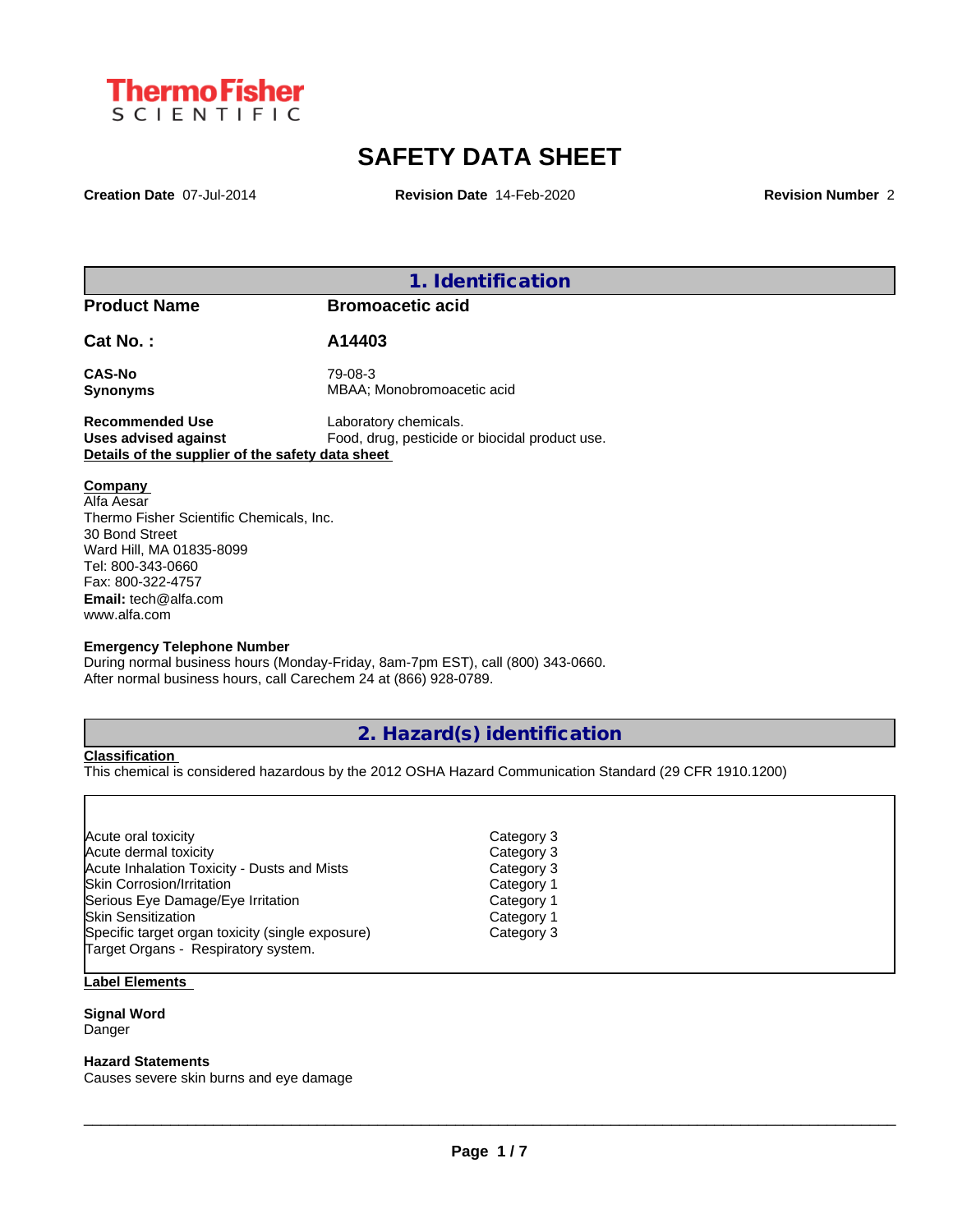Thermo Fisher SCIENTIFIC

# SAFETY DATA SHEET

**Creation Date** 07-Jul-2014 **Revision Date** 14-Feb-2020 **Revision Number** 2

## 1. Identification

**Product Name** **Bromoacetic acid**

**Cat No. :** **A14403**

**CAS-No** 79-08-3
**Synonyms** MBAA; Monobromoacetic acid

**Recommended Use** Laboratory chemicals.
**Uses advised against** Food, drug, pesticide or biocidal product use.

**Details of the supplier of the safety data sheet**

**Company**
Alfa Aesar
Thermo Fisher Scientific Chemicals, Inc.
30 Bond Street
Ward Hill, MA 01835-8099
Tel: 800-343-0660
Fax: 800-322-4757
**Email:** tech@alfa.com
www.alfa.com

**Emergency Telephone Number**
During normal business hours (Monday-Friday, 8am-7pm EST), call (800) 343-0660.
After normal business hours, call Carechem 24 at (866) 928-0789.

## 2. Hazard(s) identification

**Classification**
This chemical is considered hazardous by the 2012 OSHA Hazard Communication Standard (29 CFR 1910.1200)

| | |
|---|---|
| Acute oral toxicity | Category 3 |
| Acute dermal toxicity | Category 3 |
| Acute Inhalation Toxicity - Dusts and Mists | Category 3 |
| Skin Corrosion/Irritation | Category 1 |
| Serious Eye Damage/Eye Irritation | Category 1 |
| Skin Sensitization | Category 1 |
| Specific target organ toxicity (single exposure) | Category 3 |
| Target Organs - Respiratory system. | |

**Label Elements**

**Signal Word**
Danger

**Hazard Statements**
Causes severe skin burns and eye damage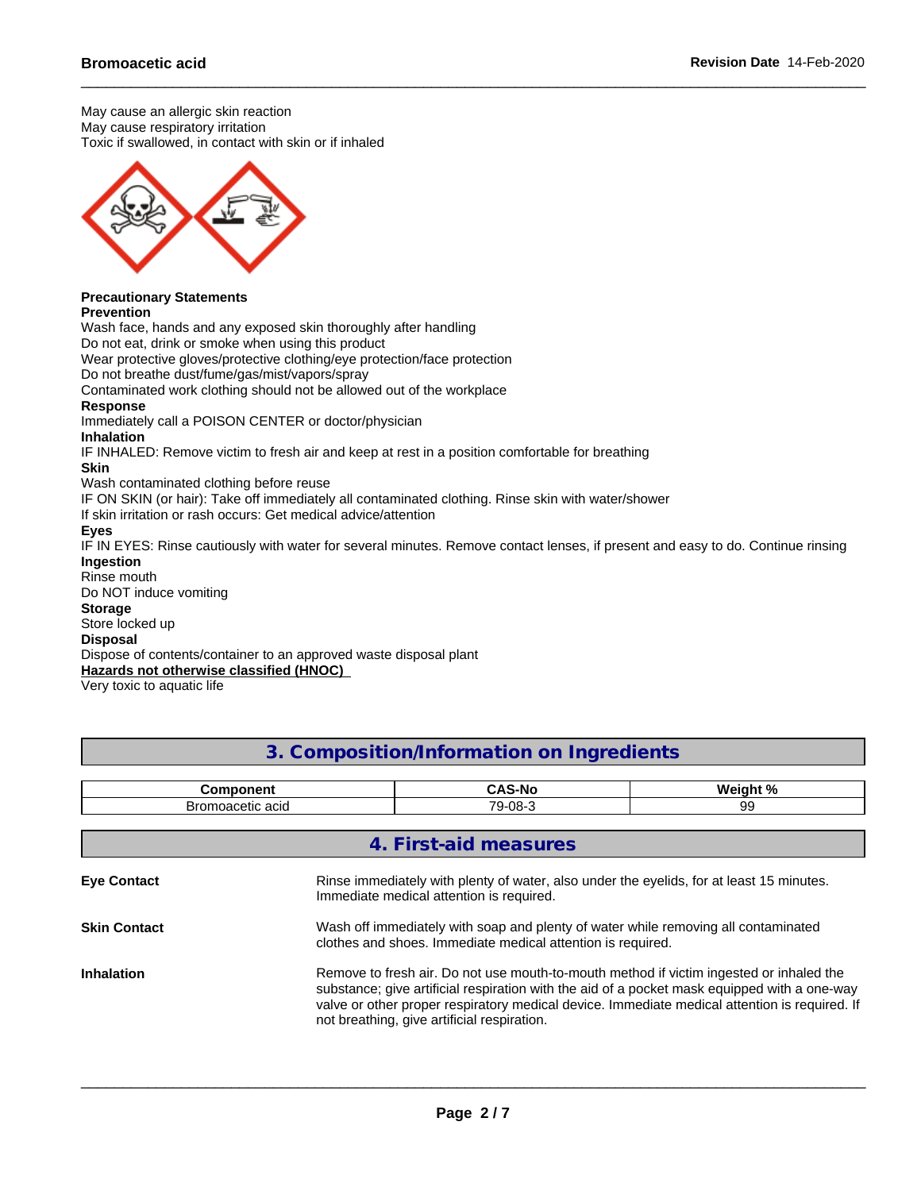May cause an allergic skin reaction
May cause respiratory irritation
Toxic if swallowed, in contact with skin or if inhaled

**Precautionary Statements**
**Prevention**
Wash face, hands and any exposed skin thoroughly after handling
Do not eat, drink or smoke when using this product
Wear protective gloves/protective clothing/eye protection/face protection
Do not breathe dust/fume/gas/mist/vapors/spray
Contaminated work clothing should not be allowed out of the workplace
**Response**
Immediately call a POISON CENTER or doctor/physician
**Inhalation**
IF INHALED: Remove victim to fresh air and keep at rest in a position comfortable for breathing
**Skin**
Wash contaminated clothing before reuse
IF ON SKIN (or hair): Take off immediately all contaminated clothing. Rinse skin with water/shower
If skin irritation or rash occurs: Get medical advice/attention
**Eyes**
IF IN EYES: Rinse cautiously with water for several minutes. Remove contact lenses, if present and easy to do. Continue rinsing
**Ingestion**
Rinse mouth
Do NOT induce vomiting
**Storage**
Store locked up
**Disposal**
Dispose of contents/container to an approved waste disposal plant
**Hazards not otherwise classified (HNOC)**
Very toxic to aquatic life

## 3. Composition/Information on Ingredients

| Component | CAS-No | Weight % |
|---|---|---|
| Bromoacetic acid | 79-08-3 | 99 |

## 4. First-aid measures

**Eye Contact**
Rinse immediately with plenty of water, also under the eyelids, for at least 15 minutes. Immediate medical attention is required.

**Skin Contact**
Wash off immediately with soap and plenty of water while removing all contaminated clothes and shoes. Immediate medical attention is required.

**Inhalation**
Remove to fresh air. Do not use mouth-to-mouth method if victim ingested or inhaled the substance; give artificial respiration with the aid of a pocket mask equipped with a one-way valve or other proper respiratory medical device. Immediate medical attention is required. If not breathing, give artificial respiration.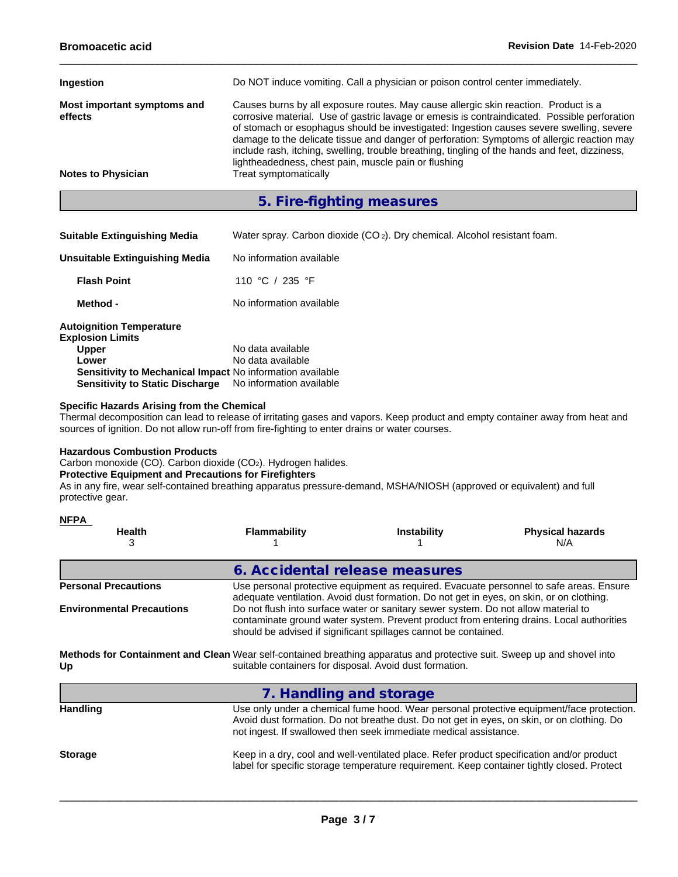**Ingestion** Do NOT induce vomiting. Call a physician or poison control center immediately.

**Most important symptoms and effects** Causes burns by all exposure routes. May cause allergic skin reaction. Product is a corrosive material. Use of gastric lavage or emesis is contraindicated. Possible perforation of stomach or esophagus should be investigated: Ingestion causes severe swelling, severe damage to the delicate tissue and danger of perforation: Symptoms of allergic reaction may include rash, itching, swelling, trouble breathing, tingling of the hands and feet, dizziness, lightheadedness, chest pain, muscle pain or flushing

**Notes to Physician** Treat symptomatically

## 5. Fire-fighting measures

**Suitable Extinguishing Media** Water spray. Carbon dioxide ($CO_2$). Dry chemical. Alcohol resistant foam.

**Unsuitable Extinguishing Media** No information available

**Flash Point** 110 °C / 235 °F

**Method -** No information available

**Autoignition Temperature**

**Explosion Limits**

**Upper** No data available

**Lower** No data available

**Sensitivity to Mechanical Impact** No information available

**Sensitivity to Static Discharge** No information available

**Specific Hazards Arising from the Chemical**

Thermal decomposition can lead to release of irritating gases and vapors. Keep product and empty container away from heat and sources of ignition. Do not allow run-off from fire-fighting to enter drains or water courses.

**Hazardous Combustion Products**

Carbon monoxide (CO). Carbon dioxide ($CO_2$). Hydrogen halides.

**Protective Equipment and Precautions for Firefighters**

As in any fire, wear self-contained breathing apparatus pressure-demand, MSHA/NIOSH (approved or equivalent) and full protective gear.

**NFPA**

| Health | Flammability | Instability | Physical hazards |
|---|---|---|---|
| 3 | 1 | 1 | N/A |

## 6. Accidental release measures

**Personal Precautions** Use personal protective equipment as required. Evacuate personnel to safe areas. Ensure adequate ventilation. Avoid dust formation. Do not get in eyes, on skin, or on clothing.

**Environmental Precautions** Do not flush into surface water or sanitary sewer system. Do not allow material to contaminate ground water system. Prevent product from entering drains. Local authorities should be advised if significant spillages cannot be contained.

**Methods for Containment and Clean Up** Wear self-contained breathing apparatus and protective suit. Sweep up and shovel into suitable containers for disposal. Avoid dust formation.

## 7. Handling and storage

**Handling** Use only under a chemical fume hood. Wear personal protective equipment/face protection. Avoid dust formation. Do not breathe dust. Do not get in eyes, on skin, or on clothing. Do not ingest. If swallowed then seek immediate medical assistance.

**Storage** Keep in a dry, cool and well-ventilated place. Refer product specification and/or product label for specific storage temperature requirement. Keep container tightly closed. Protect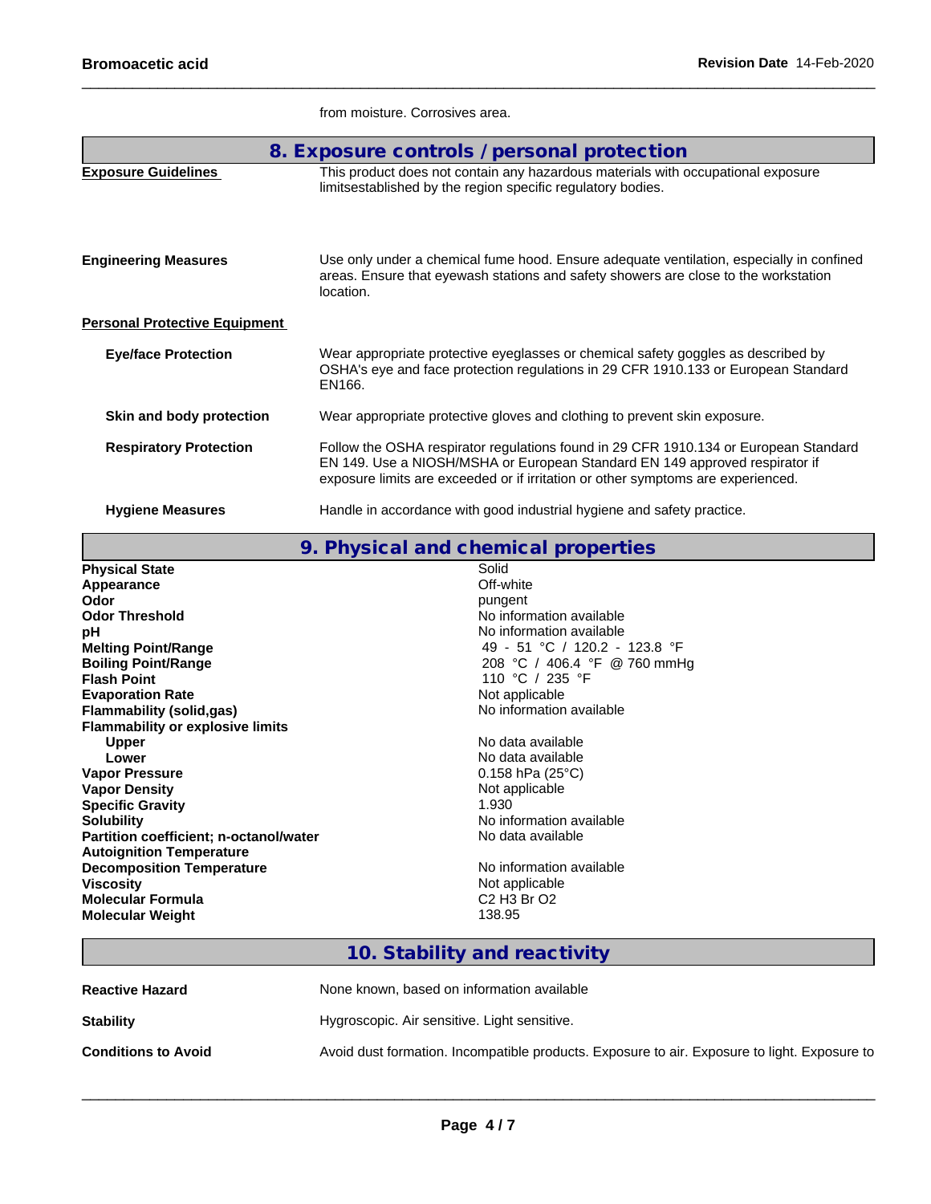from moisture. Corrosives area.

## 8. Exposure controls / personal protection

**Exposure Guidelines**
This product does not contain any hazardous materials with occupational exposure limitsestablished by the region specific regulatory bodies.

**Engineering Measures**
Use only under a chemical fume hood. Ensure adequate ventilation, especially in confined areas. Ensure that eyewash stations and safety showers are close to the workstation location.

**Personal Protective Equipment**

**Eye/face Protection**
Wear appropriate protective eyeglasses or chemical safety goggles as described by OSHA's eye and face protection regulations in 29 CFR 1910.133 or European Standard EN166.

**Skin and body protection**
Wear appropriate protective gloves and clothing to prevent skin exposure.

**Respiratory Protection**
Follow the OSHA respirator regulations found in 29 CFR 1910.134 or European Standard EN 149. Use a NIOSH/MSHA or European Standard EN 149 approved respirator if exposure limits are exceeded or if irritation or other symptoms are experienced.

**Hygiene Measures**
Handle in accordance with good industrial hygiene and safety practice.

## 9. Physical and chemical properties

| Property | Value |
|---|---|
| **Physical State** | Solid |
| **Appearance** | Off-white |
| **Odor** | pungent |
| **Odor Threshold** | No information available |
| **pH** | No information available |
| **Melting Point/Range** | 49 - 51 °C / 120.2 - 123.8 °F |
| **Boiling Point/Range** | 208 °C / 406.4 °F @ 760 mmHg |
| **Flash Point** | 110 °C / 235 °F |
| **Evaporation Rate** | Not applicable |
| **Flammability (solid,gas)** | No information available |
| **Flammability or explosive limits** | |
| **Upper** | No data available |
| **Lower** | No data available |
| **Vapor Pressure** | 0.158 hPa (25°C) |
| **Vapor Density** | Not applicable |
| **Specific Gravity** | 1.930 |
| **Solubility** | No information available |
| **Partition coefficient; n-octanol/water** | No data available |
| **Autoignition Temperature** | |
| **Decomposition Temperature** | No information available |
| **Viscosity** | Not applicable |
| **Molecular Formula** | C2 H3 Br O2 |
| **Molecular Weight** | 138.95 |

## 10. Stability and reactivity

**Reactive Hazard**
None known, based on information available

**Stability**
Hygroscopic. Air sensitive. Light sensitive.

**Conditions to Avoid**
Avoid dust formation. Incompatible products. Exposure to air. Exposure to light. Exposure to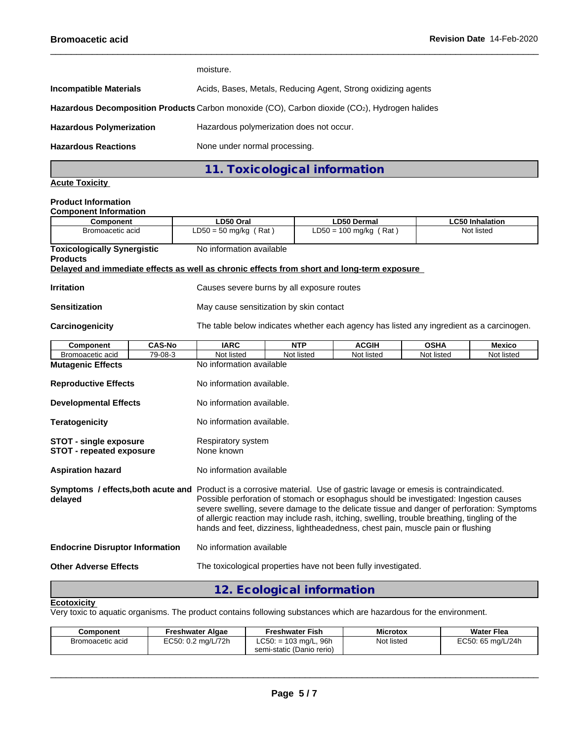| | |
|---|---|
| | moisture. |
| **Incompatible Materials** | Acids, Bases, Metals, Reducing Agent, Strong oxidizing agents |
| **Hazardous Decomposition Products** | Carbon monoxide (CO), Carbon dioxide ($CO_2$), Hydrogen halides |
| **Hazardous Polymerization** | Hazardous polymerization does not occur. |
| **Hazardous Reactions** | None under normal processing. |

## 11. Toxicological information

**Acute Toxicity**

**Product Information**
**Component Information**

| Component | LD50 Oral | LD50 Dermal | LC50 Inhalation |
|---|---|---|---|
| Bromoacetic acid | LD50 = 50 mg/kg ( Rat ) | LD50 = 100 mg/kg ( Rat ) | Not listed |

**Toxicologically Synergistic Products** No information available

**Delayed and immediate effects as well as chronic effects from short and long-term exposure**

**Irritation** Causes severe burns by all exposure routes

**Sensitization** May cause sensitization by skin contact

**Carcinogenicity** The table below indicates whether each agency has listed any ingredient as a carcinogen.

| Component | CAS-No | IARC | NTP | ACGIH | OSHA | Mexico |
|---|---|---|---|---|---|---|
| Bromoacetic acid | 79-08-3 | Not listed | Not listed | Not listed | Not listed | Not listed |

**Mutagenic Effects** No information available

**Reproductive Effects** No information available.

**Developmental Effects** No information available.

**Teratogenicity** No information available.

**STOT - single exposure** Respiratory system
**STOT - repeated exposure** None known

**Aspiration hazard** No information available

**Symptoms / effects,both acute and delayed** Product is a corrosive material. Use of gastric lavage or emesis is contraindicated. Possible perforation of stomach or esophagus should be investigated: Ingestion causes severe swelling, severe damage to the delicate tissue and danger of perforation: Symptoms of allergic reaction may include rash, itching, swelling, trouble breathing, tingling of the hands and feet, dizziness, lightheadedness, chest pain, muscle pain or flushing

**Endocrine Disruptor Information** No information available

**Other Adverse Effects** The toxicological properties have not been fully investigated.

## 12. Ecological information

**Ecotoxicity**

Very toxic to aquatic organisms. The product contains following substances which are hazardous for the environment.

| Component | Freshwater Algae | Freshwater Fish | Microtox | Water Flea |
|---|---|---|---|---|
| Bromoacetic acid | EC50: 0.2 mg/L/72h | LC50: = 103 mg/L, 96h semi-static (Danio rerio) | Not listed | EC50: 65 mg/L/24h |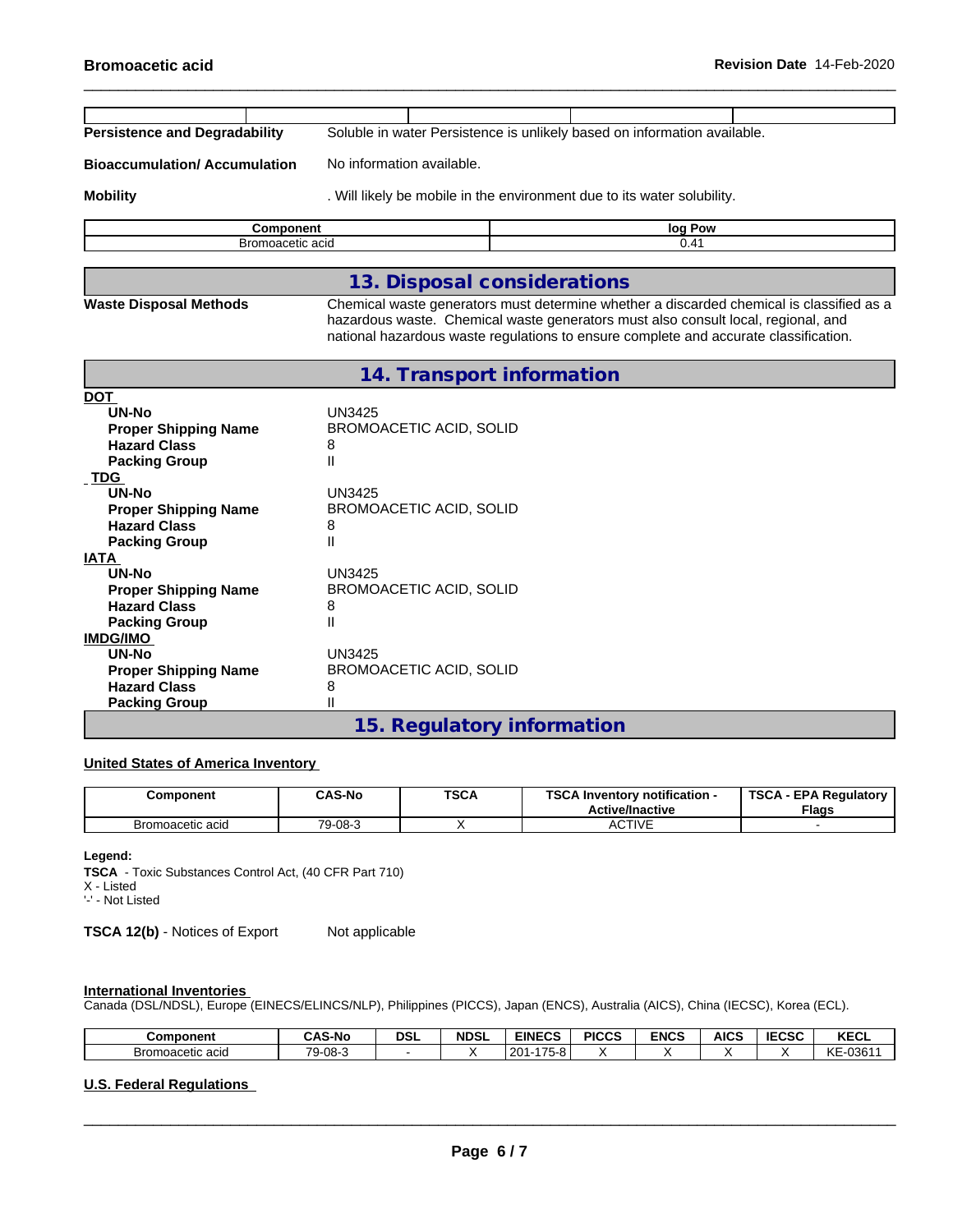| | | | | |
|---|---|---|---|---|
| | | | | |

**Persistence and Degradability** Soluble in water Persistence is unlikely based on information available.

**Bioaccumulation/ Accumulation** No information available.

**Mobility** . Will likely be mobile in the environment due to its water solubility.

| Component | log Pow |
|---|---|
| Bromoacetic acid | 0.41 |

## 13. Disposal considerations

**Waste Disposal Methods** Chemical waste generators must determine whether a discarded chemical is classified as a hazardous waste. Chemical waste generators must also consult local, regional, and national hazardous waste regulations to ensure complete and accurate classification.

## 14. Transport information

**DOT**

| | |
|---|---|
| **UN-No** | UN3425 |
| **Proper Shipping Name** | BROMOACETIC ACID, SOLID |
| **Hazard Class** | 8 |
| **Packing Group** | II |

**TDG**

| | |
|---|---|
| **UN-No** | UN3425 |
| **Proper Shipping Name** | BROMOACETIC ACID, SOLID |
| **Hazard Class** | 8 |
| **Packing Group** | II |

**IATA**

| | |
|---|---|
| **UN-No** | UN3425 |
| **Proper Shipping Name** | BROMOACETIC ACID, SOLID |
| **Hazard Class** | 8 |
| **Packing Group** | II |

**IMDG/IMO**

| | |
|---|---|
| **UN-No** | UN3425 |
| **Proper Shipping Name** | BROMOACETIC ACID, SOLID |
| **Hazard Class** | 8 |
| **Packing Group** | II |

## 15. Regulatory information

**United States of America Inventory**

| Component | CAS-No | TSCA | TSCA Inventory notification - Active/Inactive | TSCA - EPA Regulatory Flags |
|---|---|---|---|---|
| Bromoacetic acid | 79-08-3 | X | ACTIVE | - |

**Legend:**
**TSCA** - Toxic Substances Control Act, (40 CFR Part 710)
X - Listed
'-' - Not Listed

**TSCA 12(b)** - Notices of Export Not applicable

**International Inventories**
Canada (DSL/NDSL), Europe (EINECS/ELINCS/NLP), Philippines (PICCS), Japan (ENCS), Australia (AICS), China (IECSC), Korea (ECL).

| Component | CAS-No | DSL | NDSL | EINECS | PICCS | ENCS | AICS | IECSC | KECL |
|---|---|---|---|---|---|---|---|---|---|
| Bromoacetic acid | 79-08-3 | - | X | 201-175-8 | X | X | X | X | KE-03611 |

**U.S. Federal Regulations**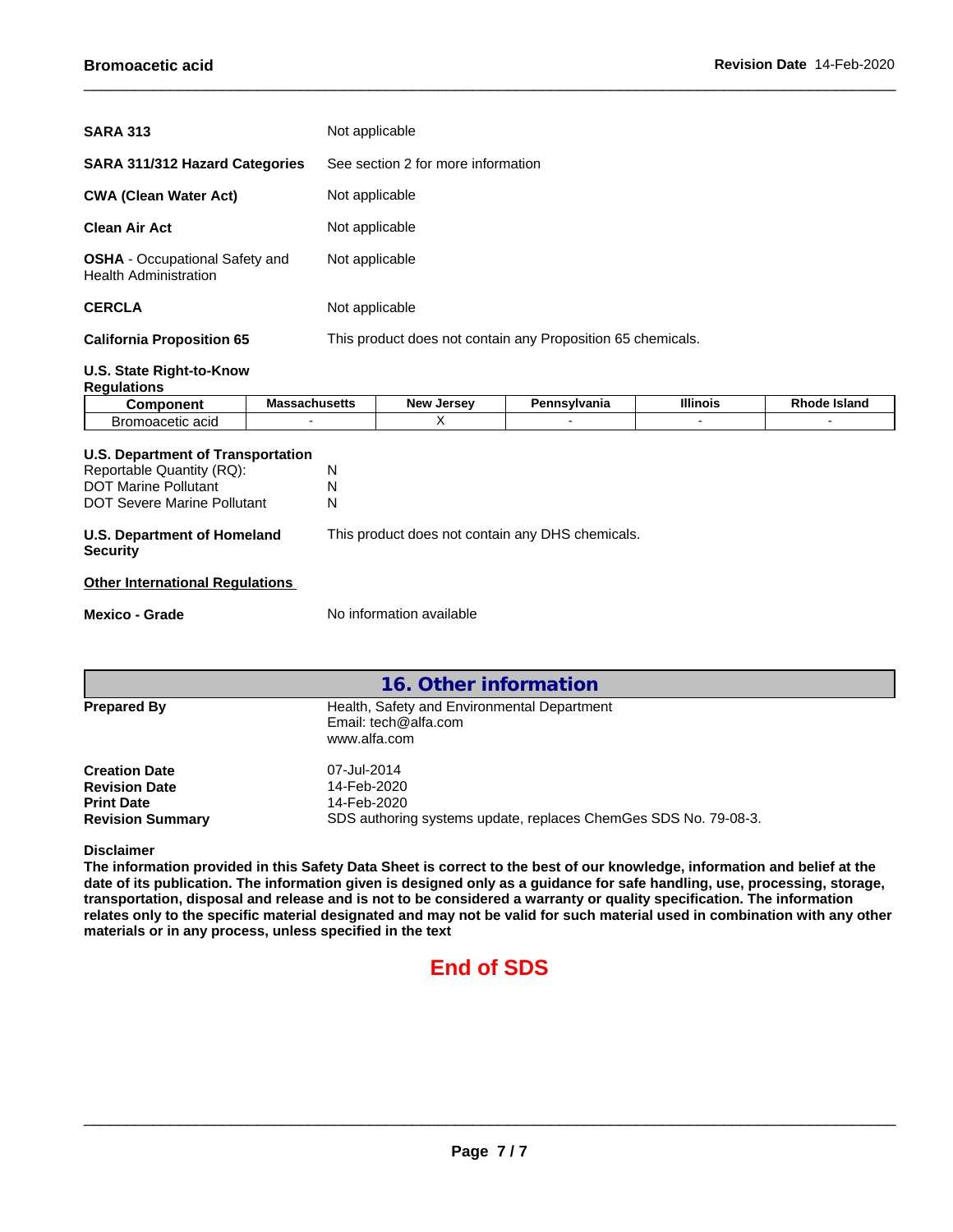| | |
|---|---|
| **SARA 313** | Not applicable |
| **SARA 311/312 Hazard Categories** | See section 2 for more information |
| **CWA (Clean Water Act)** | Not applicable |
| **Clean Air Act** | Not applicable |
| **OSHA** - Occupational Safety and Health Administration | Not applicable |
| **CERCLA** | Not applicable |
| **California Proposition 65** | This product does not contain any Proposition 65 chemicals. |

**U.S. State Right-to-Know Regulations**

| Component | Massachusetts | New Jersey | Pennsylvania | Illinois | Rhode Island |
|---|---|---|---|---|---|
| Bromoacetic acid | - | X | - | - | - |

**U.S. Department of Transportation**

| | |
|---|---|
| Reportable Quantity (RQ): | N |
| DOT Marine Pollutant | N |
| DOT Severe Marine Pollutant | N |

**U.S. Department of Homeland Security** This product does not contain any DHS chemicals.

**Other International Regulations**

**Mexico - Grade** No information available

## 16. Other information

| | |
|---|---|
| **Prepared By** | Health, Safety and Environmental Department<br>Email: tech@alfa.com<br>www.alfa.com |
| **Creation Date** | 07-Jul-2014 |
| **Revision Date** | 14-Feb-2020 |
| **Print Date** | 14-Feb-2020 |
| **Revision Summary** | SDS authoring systems update, replaces ChemGes SDS No. 79-08-3. |

**Disclaimer**

**The information provided in this Safety Data Sheet is correct to the best of our knowledge, information and belief at the date of its publication. The information given is designed only as a guidance for safe handling, use, processing, storage, transportation, disposal and release and is not to be considered a warranty or quality specification. The information relates only to the specific material designated and may not be valid for such material used in combination with any other materials or in any process, unless specified in the text**

**End of SDS**